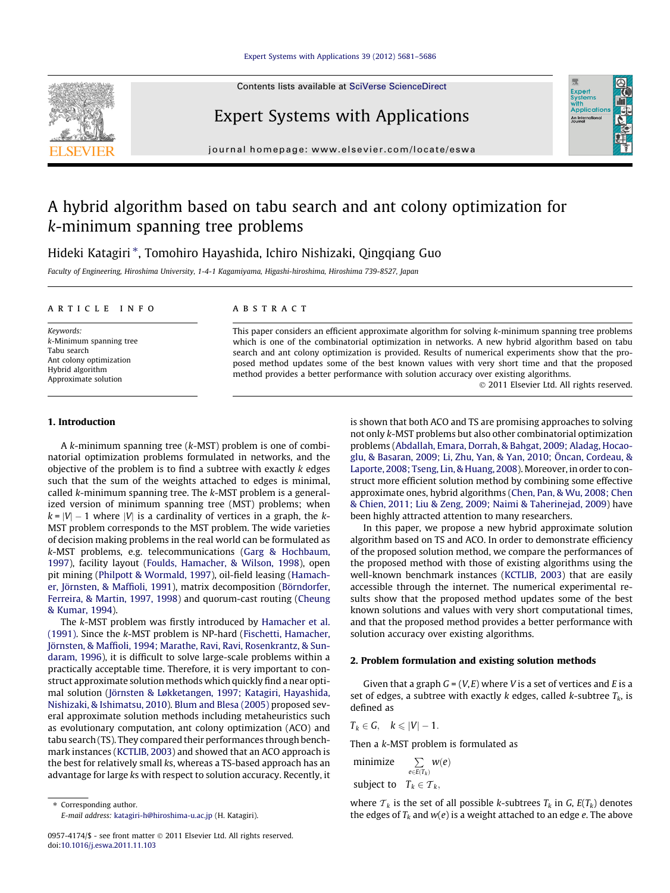# A hybrid algorithm based on tabu search and ant colony optimization for *k*-minimum spanning tree problems

Hideki Katagiri *, Tomohiro Hayashida, Ichiro Nishizaki, Qingqiang Guo

*Faculty of Engineering, Hiroshima University, 1-4-1 Kagamiyama, Higashi-hiroshima, Hiroshima 739-8527, Japan*

## ARTICLE INFO

*Keywords:*
*k*-Minimum spanning tree
Tabu search
Ant colony optimization
Hybrid algorithm
Approximate solution

## ABSTRACT

This paper considers an efficient approximate algorithm for solving *k*-minimum spanning tree problems which is one of the combinatorial optimization in networks. A new hybrid algorithm based on tabu search and ant colony optimization is provided. Results of numerical experiments show that the proposed method updates some of the best known values with very short time and that the proposed method provides a better performance with solution accuracy over existing algorithms.

© 2011 Elsevier Ltd. All rights reserved.

## 1. Introduction

A *k*-minimum spanning tree (*k*-MST) problem is one of combinatorial optimization problems formulated in networks, and the objective of the problem is to find a subtree with exactly *k* edges such that the sum of the weights attached to edges is minimal, called *k*-minimum spanning tree. The *k*-MST problem is a generalized version of minimum spanning tree (MST) problems; when $k = |V| - 1$ where $|V|$ is a cardinality of vertices in a graph, the *k*-MST problem corresponds to the MST problem. The wide varieties of decision making problems in the real world can be formulated as *k*-MST problems, e.g. telecommunications (Garg & Hochbaum, 1997), facility layout (Foulds, Hamacher, & Wilson, 1998), open pit mining (Philpott & Wormald, 1997), oil-field leasing (Hamacher, Jörnsten, & Maffioli, 1991), matrix decomposition (Börndorfer, Ferreira, & Martin, 1997, 1998) and quorum-cast routing (Cheung & Kumar, 1994).

The *k*-MST problem was firstly introduced by Hamacher et al. (1991). Since the *k*-MST problem is NP-hard (Fischetti, Hamacher, Jörnsten, & Maffioli, 1994; Marathe, Ravi, Ravi, Rosenkrantz, & Sundaram, 1996), it is difficult to solve large-scale problems within a practically acceptable time. Therefore, it is very important to construct approximate solution methods which quickly find a near optimal solution (Jörnsten & Løkketangen, 1997; Katagiri, Hayashida, Nishizaki, & Ishimatsu, 2010). Blum and Blesa (2005) proposed several approximate solution methods including metaheuristics such as evolutionary computation, ant colony optimization (ACO) and tabu search (TS). They compared their performances through benchmark instances (KCTLIB, 2003) and showed that an ACO approach is the best for relatively small *k*s, whereas a TS-based approach has an advantage for large *k*s with respect to solution accuracy. Recently, it is shown that both ACO and TS are promising approaches to solving not only *k*-MST problems but also other combinatorial optimization problems (Abdallah, Emara, Dorrah, & Bahgat, 2009; Aladag, Hocaoglu, & Basaran, 2009; Li, Zhu, Yan, & Yan, 2010; Öncan, Cordeau, & Laporte, 2008; Tseng, Lin, & Huang, 2008). Moreover, in order to construct more efficient solution method by combining some effective approximate ones, hybrid algorithms (Chen, Pan, & Wu, 2008; Chen & Chien, 2011; Liu & Zeng, 2009; Naimi & Taherinejad, 2009) have been highly attracted attention to many researchers.

In this paper, we propose a new hybrid approximate solution algorithm based on TS and ACO. In order to demonstrate efficiency of the proposed solution method, we compare the performances of the proposed method with those of existing algorithms using the well-known benchmark instances (KCTLIB, 2003) that are easily accessible through the internet. The numerical experimental results show that the proposed method updates some of the best known solutions and values with very short computational times, and that the proposed method provides a better performance with solution accuracy over existing algorithms.

## 2. Problem formulation and existing solution methods

Given that a graph $G = (V, E)$ where $V$ is a set of vertices and $E$ is a set of edges, a subtree with exactly $k$ edges, called $k$-subtree $T_k$, is defined as

$$T_k \in G, \quad k \leqslant |V| - 1.$$

Then a *k*-MST problem is formulated as

$$\begin{array}{ll} \text{minimize} & \sum\limits_{e \in E(T_k)} w(e) \\ \text{subject to} & T_k \in \mathcal{T}_k, \end{array}$$

where $\mathcal{T}_k$ is the set of all possible $k$-subtrees $T_k$ in $G$, $E(T_k)$ denotes the edges of $T_k$ and $w(e)$ is a weight attached to an edge $e$. The above

---

* Corresponding author.
E-mail address: katagiri-h@hiroshima-u.ac.jp (H. Katagiri).

0957-4174/$ - see front matter © 2011 Elsevier Ltd. All rights reserved.
doi:10.1016/j.eswa.2011.11.103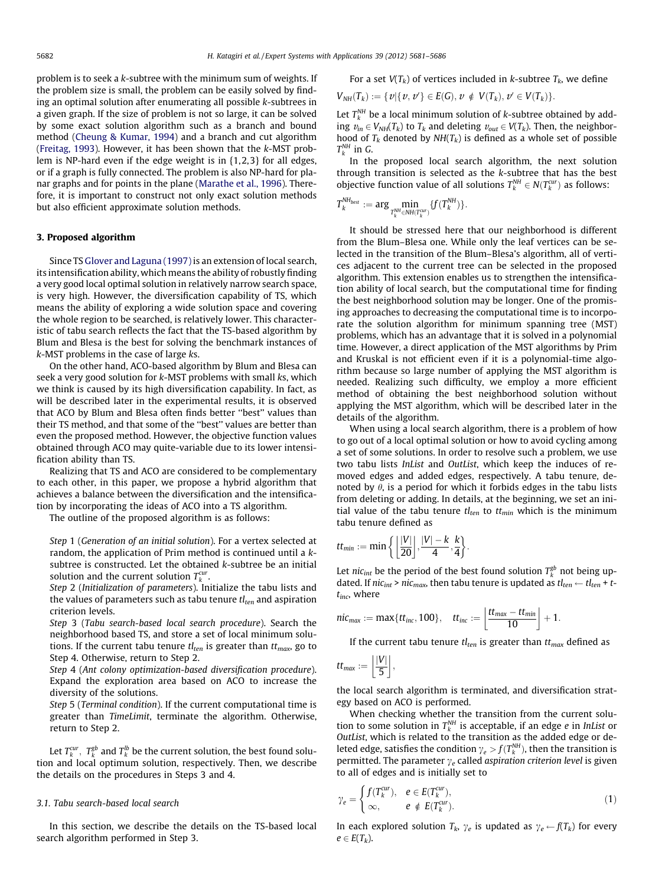problem is to seek a $k$-subtree with the minimum sum of weights. If the problem size is small, the problem can be easily solved by finding an optimal solution after enumerating all possible $k$-subtrees in a given graph. If the size of problem is not so large, it can be solved by some exact solution algorithm such as a branch and bound method (Cheung & Kumar, 1994) and a branch and cut algorithm (Freitag, 1993). However, it has been shown that the $k$-MST problem is NP-hard even if the edge weight is in {1,2,3} for all edges, or if a graph is fully connected. The problem is also NP-hard for planar graphs and for points in the plane (Marathe et al., 1996). Therefore, it is important to construct not only exact solution methods but also efficient approximate solution methods.

## 3. Proposed algorithm

Since TS Glover and Laguna (1997) is an extension of local search, its intensification ability, which means the ability of robustly finding a very good local optimal solution in relatively narrow search space, is very high. However, the diversification capability of TS, which means the ability of exploring a wide solution space and covering the whole region to be searched, is relatively lower. This characteristic of tabu search reflects the fact that the TS-based algorithm by Blum and Blesa is the best for solving the benchmark instances of $k$-MST problems in the case of large $k$s.

On the other hand, ACO-based algorithm by Blum and Blesa can seek a very good solution for $k$-MST problems with small $k$s, which we think is caused by its high diversification capability. In fact, as will be described later in the experimental results, it is observed that ACO by Blum and Blesa often finds better ''best'' values than their TS method, and that some of the ''best'' values are better than even the proposed method. However, the objective function values obtained through ACO may quite-variable due to its lower intensification ability than TS.

Realizing that TS and ACO are considered to be complementary to each other, in this paper, we propose a hybrid algorithm that achieves a balance between the diversification and the intensification by incorporating the ideas of ACO into a TS algorithm.

The outline of the proposed algorithm is as follows:

*Step* 1 (*Generation of an initial solution*). For a vertex selected at random, the application of Prim method is continued until a $k$-subtree is constructed. Let the obtained $k$-subtree be an initial solution and the current solution $T_k^{cur}$.

*Step* 2 (*Initialization of parameters*). Initialize the tabu lists and the values of parameters such as tabu tenure $tl_{ten}$ and aspiration criterion levels.

*Step* 3 (*Tabu search-based local search procedure*). Search the neighborhood based TS, and store a set of local minimum solutions. If the current tabu tenure $tl_{ten}$ is greater than $tt_{max}$, go to Step 4. Otherwise, return to Step 2.

*Step* 4 (*Ant colony optimization-based diversification procedure*). Expand the exploration area based on ACO to increase the diversity of the solutions.

*Step* 5 (*Terminal condition*). If the current computational time is greater than *TimeLimit*, terminate the algorithm. Otherwise, return to Step 2.

Let $T_k^{cur}$, $T_k^{gb}$ and $T_k^{lb}$ be the current solution, the best found solution and local optimum solution, respectively. Then, we describe the details on the procedures in Steps 3 and 4.

### 3.1. Tabu search-based local search

In this section, we describe the details on the TS-based local search algorithm performed in Step 3.

For a set $V(T_k)$ of vertices included in $k$-subtree $T_k$, we define

$$V_{NH}(T_k) := \{v | \{v, v'\} \in E(G), v \notin V(T_k), v' \in V(T_k)\}.$$

Let $T_k^{NH}$ be a local minimum solution of $k$-subtree obtained by adding $v_{in} \in V_{NH}(T_k)$ to $T_k$ and deleting $v_{out} \in V(T_k)$. Then, the neighborhood of $T_k$ denoted by $NH(T_k)$ is defined as a whole set of possible $T_k^{NH}$ in $G$.

In the proposed local search algorithm, the next solution through transition is selected as the $k$-subtree that has the best objective function value of all solutions $T_k^{NH} \in N(T_k^{cur})$ as follows:

$$T_k^{NH_{best}} := \arg \min_{T_k^{NH} \in NH(T_k^{cur})} \{f(T_k^{NH})\}.$$

It should be stressed here that our neighborhood is different from the Blum–Blesa one. While only the leaf vertices can be selected in the transition of the Blum–Blesa's algorithm, all of vertices adjacent to the current tree can be selected in the proposed algorithm. This extension enables us to strengthen the intensification ability of local search, but the computational time for finding the best neighborhood solution may be longer. One of the promising approaches to decreasing the computational time is to incorporate the solution algorithm for minimum spanning tree (MST) problems, which has an advantage that it is solved in a polynomial time. However, a direct application of the MST algorithms by Prim and Kruskal is not efficient even if it is a polynomial-time algorithm because so large number of applying the MST algorithm is needed. Realizing such difficulty, we employ a more efficient method of obtaining the best neighborhood solution without applying the MST algorithm, which will be described later in the details of the algorithm.

When using a local search algorithm, there is a problem of how to go out of a local optimal solution or how to avoid cycling among a set of some solutions. In order to resolve such a problem, we use two tabu lists *InList* and *OutList*, which keep the induces of removed edges and added edges, respectively. A tabu tenure, denoted by $\theta$, is a period for which it forbids edges in the tabu lists from deleting or adding. In details, at the beginning, we set an initial value of the tabu tenure $tl_{ten}$ to $tt_{min}$ which is the minimum tabu tenure defined as

$$tt_{min} := \min\left\{\left\lfloor\frac{|V|}{20}\right\rfloor, \frac{|V| - k}{4}, \frac{k}{4}\right\}.$$

Let $nic_{int}$ be the period of the best found solution $T_k^{gb}$ not being updated. If $nic_{int} > nic_{max}$, then tabu tenure is updated as $tl_{ten} \leftarrow tl_{ten} + tt_{inc}$, where

$$nic_{max} := \max\{tt_{inc}, 100\}, \quad tt_{inc} := \left\lfloor\frac{tt_{max} - tt_{min}}{10}\right\rfloor + 1.$$

If the current tabu tenure $tl_{ten}$ is greater than $tt_{max}$ defined as

$$tt_{max} := \left\lfloor\frac{|V|}{5}\right\rfloor,$$

the local search algorithm is terminated, and diversification strategy based on ACO is performed.

When checking whether the transition from the current solution to some solution in $T_k^{NH}$ is acceptable, if an edge $e$ in *InList* or *OutList*, which is related to the transition as the added edge or deleted edge, satisfies the condition $\gamma_e > f(T_k^{NH})$, then the transition is permitted. The parameter $\gamma_e$ called *aspiration criterion level* is given to all of edges and is initially set to

$$\gamma_e = \begin{cases} f(T_k^{cur}), & e \in E(T_k^{cur}), \\ \infty, & e \notin E(T_k^{cur}). \end{cases} \tag{1}$$

In each explored solution $T_k$, $\gamma_e$ is updated as $\gamma_e \leftarrow f(T_k)$ for every $e \in E(T_k)$.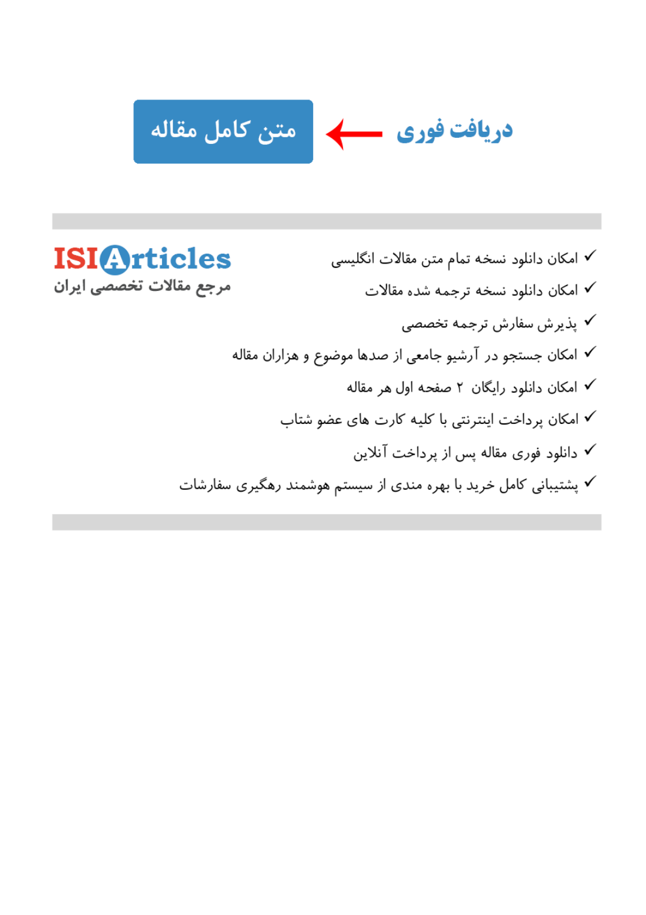دریافت فوری ← متن کامل مقاله

**ISIArticles**
مرجع مقالات تخصصی ایران

- ✓ امکان دانلود نسخه تمام متن مقالات انگلیسی
- ✓ امکان دانلود نسخه ترجمه شده مقالات
- ✓ پذیرش سفارش ترجمه تخصصی
- ✓ امکان جستجو در آرشیو جامعی از صدها موضوع و هزاران مقاله
- ✓ امکان دانلود رایگان ۲ صفحه اول هر مقاله
- ✓ امکان پرداخت اینترنتی با کلیه کارت های عضو شتاب
- ✓ دانلود فوری مقاله پس از پرداخت آنلاین
- ✓ پشتیبانی کامل خرید با بهره مندی از سیستم هوشمند رهگیری سفارشات